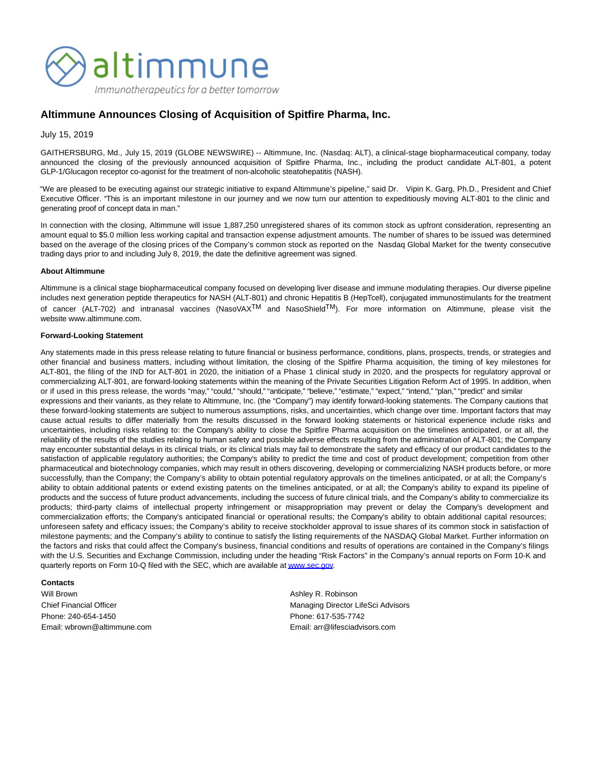altimmune

*Immunotherapeutics for a better tomorrow*

# Altimmune Announces Closing of Acquisition of Spitfire Pharma, Inc.

July 15, 2019

GAITHERSBURG, Md., July 15, 2019 (GLOBE NEWSWIRE) -- Altimmune, Inc. (Nasdaq: ALT), a clinical-stage biopharmaceutical company, today announced the closing of the previously announced acquisition of Spitfire Pharma, Inc., including the product candidate ALT-801, a potent GLP-1/Glucagon receptor co-agonist for the treatment of non-alcoholic steatohepatitis (NASH).

"We are pleased to be executing against our strategic initiative to expand Altimmune's pipeline," said Dr. Vipin K. Garg, Ph.D., President and Chief Executive Officer. "This is an important milestone in our journey and we now turn our attention to expeditiously moving ALT-801 to the clinic and generating proof of concept data in man."

In connection with the closing, Altimmune will issue 1,887,250 unregistered shares of its common stock as upfront consideration, representing an amount equal to $5.0 million less working capital and transaction expense adjustment amounts. The number of shares to be issued was determined based on the average of the closing prices of the Company's common stock as reported on the Nasdaq Global Market for the twenty consecutive trading days prior to and including July 8, 2019, the date the definitive agreement was signed.

**About Altimmune**

Altimmune is a clinical stage biopharmaceutical company focused on developing liver disease and immune modulating therapies. Our diverse pipeline includes next generation peptide therapeutics for NASH (ALT-801) and chronic Hepatitis B (HepTcell), conjugated immunostimulants for the treatment of cancer (ALT-702) and intranasal vaccines (NasoVAX™ and NasoShield™). For more information on Altimmune, please visit the website www.altimmune.com.

**Forward-Looking Statement**

Any statements made in this press release relating to future financial or business performance, conditions, plans, prospects, trends, or strategies and other financial and business matters, including without limitation, the closing of the Spitfire Pharma acquisition, the timing of key milestones for ALT-801, the filing of the IND for ALT-801 in 2020, the initiation of a Phase 1 clinical study in 2020, and the prospects for regulatory approval or commercializing ALT-801, are forward-looking statements within the meaning of the Private Securities Litigation Reform Act of 1995. In addition, when or if used in this press release, the words "may," "could," "should," "anticipate," "believe," "estimate," "expect," "intend," "plan," "predict" and similar expressions and their variants, as they relate to Altimmune, Inc. (the "Company") may identify forward-looking statements. The Company cautions that these forward-looking statements are subject to numerous assumptions, risks, and uncertainties, which change over time. Important factors that may cause actual results to differ materially from the results discussed in the forward looking statements or historical experience include risks and uncertainties, including risks relating to: the Company's ability to close the Spitfire Pharma acquisition on the timelines anticipated, or at all, the reliability of the results of the studies relating to human safety and possible adverse effects resulting from the administration of ALT-801; the Company may encounter substantial delays in its clinical trials, or its clinical trials may fail to demonstrate the safety and efficacy of our product candidates to the satisfaction of applicable regulatory authorities; the Company's ability to predict the time and cost of product development; competition from other pharmaceutical and biotechnology companies, which may result in others discovering, developing or commercializing NASH products before, or more successfully, than the Company; the Company's ability to obtain potential regulatory approvals on the timelines anticipated, or at all; the Company's ability to obtain additional patents or extend existing patents on the timelines anticipated, or at all; the Company's ability to expand its pipeline of products and the success of future product advancements, including the success of future clinical trials, and the Company's ability to commercialize its products; third-party claims of intellectual property infringement or misappropriation may prevent or delay the Company's development and commercialization efforts; the Company's anticipated financial or operational results; the Company's ability to obtain additional capital resources; unforeseen safety and efficacy issues; the Company's ability to receive stockholder approval to issue shares of its common stock in satisfaction of milestone payments; and the Company's ability to continue to satisfy the listing requirements of the NASDAQ Global Market. Further information on the factors and risks that could affect the Company's business, financial conditions and results of operations are contained in the Company's filings with the U.S. Securities and Exchange Commission, including under the heading "Risk Factors" in the Company's annual reports on Form 10-K and quarterly reports on Form 10-Q filed with the SEC, which are available at www.sec.gov.

**Contacts**

Will Brown
Chief Financial Officer
Phone: 240-654-1450
Email: wbrown@altimmune.com

Ashley R. Robinson
Managing Director LifeSci Advisors
Phone: 617-535-7742
Email: arr@lifesciadvisors.com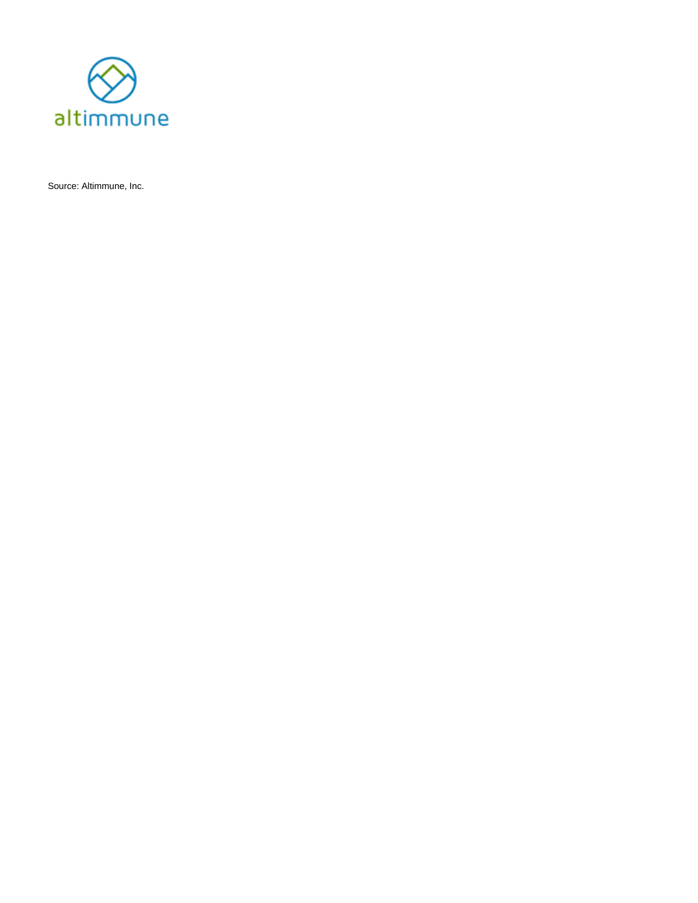Source: Altimmune, Inc.